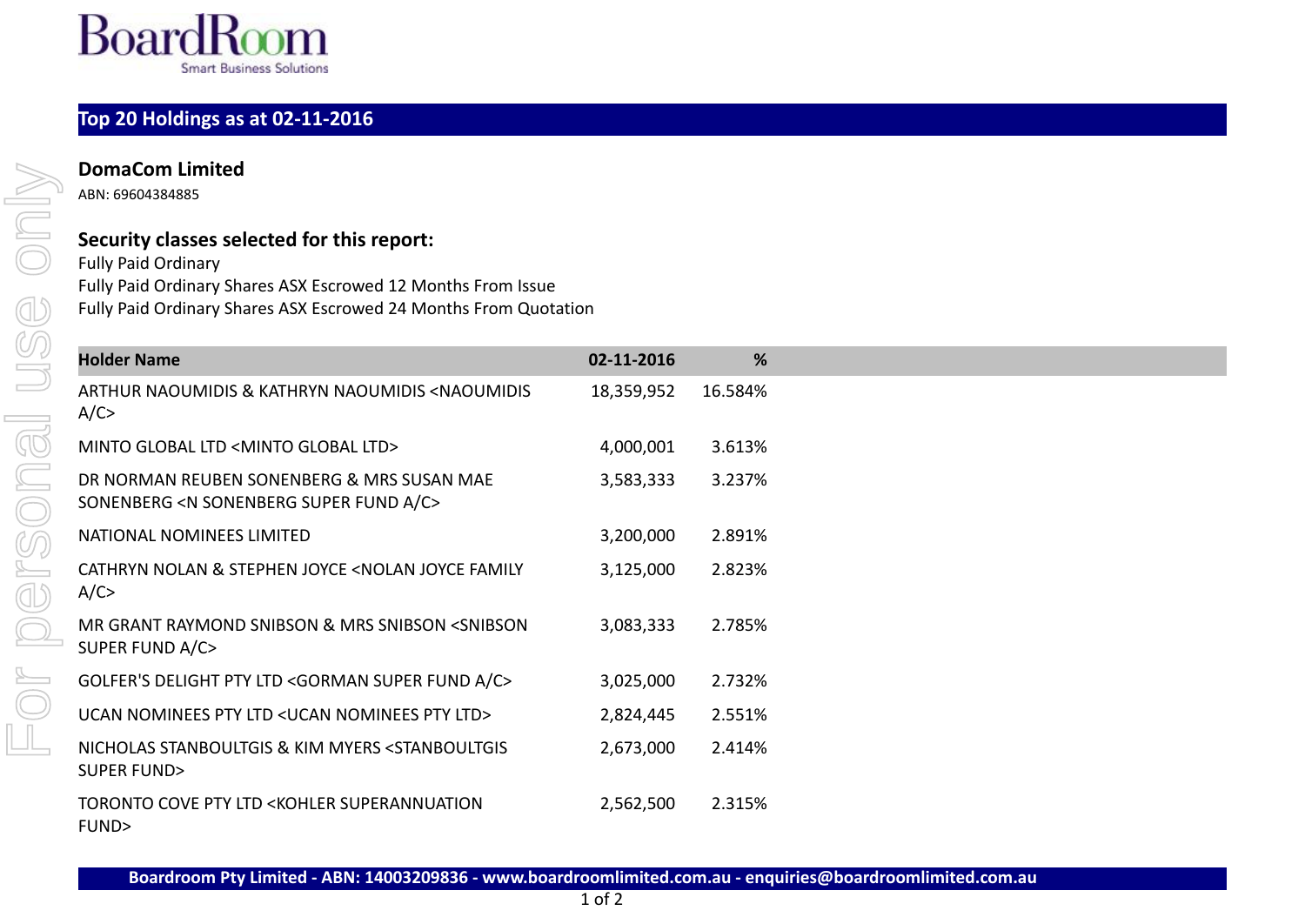BoardRoom
Smart Business Solutions

## Top 20 Holdings as at 02-11-2016

### DomaCom Limited

ABN: 69604384885

### Security classes selected for this report:

Fully Paid Ordinary
Fully Paid Ordinary Shares ASX Escrowed 12 Months From Issue
Fully Paid Ordinary Shares ASX Escrowed 24 Months From Quotation

| Holder Name | 02-11-2016 | % |
|---|---|---|
| ARTHUR NAOUMIDIS & KATHRYN NAOUMIDIS <NAOUMIDIS A/C> | 18,359,952 | 16.584% |
| MINTO GLOBAL LTD <MINTO GLOBAL LTD> | 4,000,001 | 3.613% |
| DR NORMAN REUBEN SONENBERG & MRS SUSAN MAE SONENBERG <N SONENBERG SUPER FUND A/C> | 3,583,333 | 3.237% |
| NATIONAL NOMINEES LIMITED | 3,200,000 | 2.891% |
| CATHRYN NOLAN & STEPHEN JOYCE <NOLAN JOYCE FAMILY A/C> | 3,125,000 | 2.823% |
| MR GRANT RAYMOND SNIBSON & MRS SNIBSON <SNIBSON SUPER FUND A/C> | 3,083,333 | 2.785% |
| GOLFER'S DELIGHT PTY LTD <GORMAN SUPER FUND A/C> | 3,025,000 | 2.732% |
| UCAN NOMINEES PTY LTD <UCAN NOMINEES PTY LTD> | 2,824,445 | 2.551% |
| NICHOLAS STANBOULTGIS & KIM MYERS <STANBOULTGIS SUPER FUND> | 2,673,000 | 2.414% |
| TORONTO COVE PTY LTD <KOHLER SUPERANNUATION FUND> | 2,562,500 | 2.315% |

Boardroom Pty Limited - ABN: 14003209836 - www.boardroomlimited.com.au - enquiries@boardroomlimited.com.au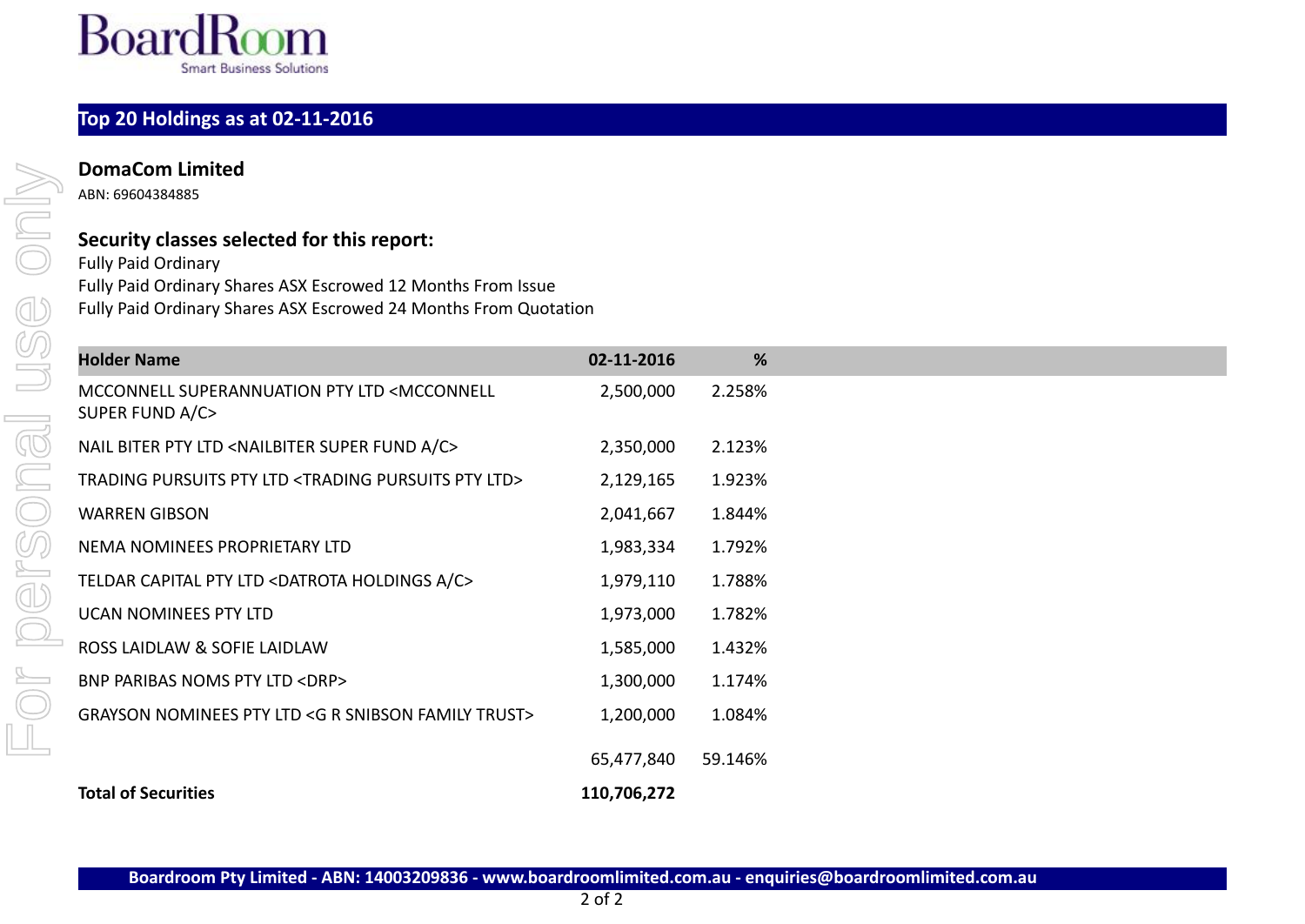## Top 20 Holdings as at 02-11-2016

**DomaCom Limited**

ABN: 69604384885

**Security classes selected for this report:**

Fully Paid Ordinary
Fully Paid Ordinary Shares ASX Escrowed 12 Months From Issue
Fully Paid Ordinary Shares ASX Escrowed 24 Months From Quotation

| Holder Name | 02-11-2016 | % |
|---|---|---|
| MCCONNELL SUPERANNUATION PTY LTD <MCCONNELL SUPER FUND A/C> | 2,500,000 | 2.258% |
| NAIL BITER PTY LTD <NAILBITER SUPER FUND A/C> | 2,350,000 | 2.123% |
| TRADING PURSUITS PTY LTD <TRADING PURSUITS PTY LTD> | 2,129,165 | 1.923% |
| WARREN GIBSON | 2,041,667 | 1.844% |
| NEMA NOMINEES PROPRIETARY LTD | 1,983,334 | 1.792% |
| TELDAR CAPITAL PTY LTD <DATROTA HOLDINGS A/C> | 1,979,110 | 1.788% |
| UCAN NOMINEES PTY LTD | 1,973,000 | 1.782% |
| ROSS LAIDLAW & SOFIE LAIDLAW | 1,585,000 | 1.432% |
| BNP PARIBAS NOMS PTY LTD <DRP> | 1,300,000 | 1.174% |
| GRAYSON NOMINEES PTY LTD <G R SNIBSON FAMILY TRUST> | 1,200,000 | 1.084% |
| | 65,477,840 | 59.146% |
| **Total of Securities** | **110,706,272** | |

**Boardroom Pty Limited - ABN: 14003209836 - www.boardroomlimited.com.au - enquiries@boardroomlimited.com.au**